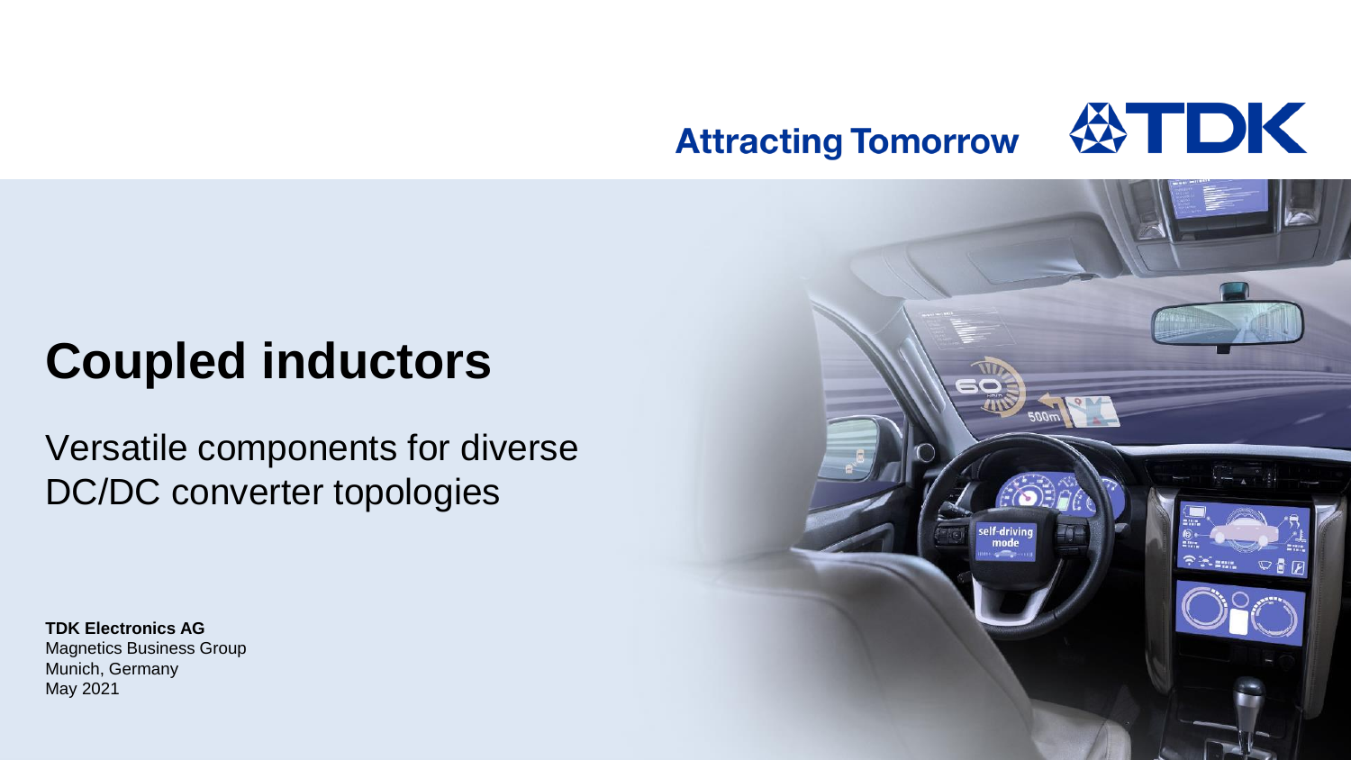Attracting Tomorrow TDK

# Coupled inductors

Versatile components for diverse DC/DC converter topologies

**TDK Electronics AG**
Magnetics Business Group
Munich, Germany
May 2021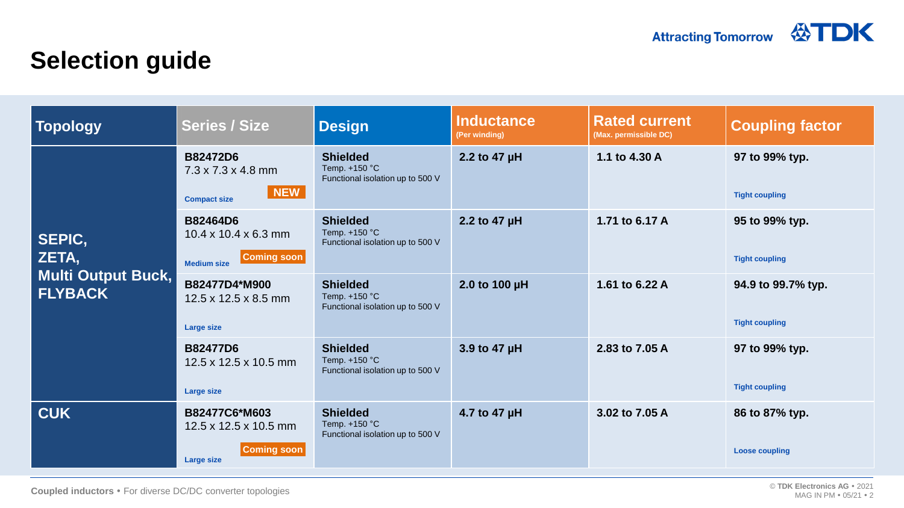# Selection guide

| Topology | Series / Size | Design | Inductance (Per winding) | Rated current (Max. permissible DC) | Coupling factor |
|---|---|---|---|---|---|
| SEPIC, ZETA, Multi Output Buck, FLYBACK | **B82472D6** 7.3 x 7.3 x 4.8 mm **NEW** Compact size | **Shielded** Temp. +150 °C Functional isolation up to 500 V | **2.2 to 47 µH** | **1.1 to 4.30 A** | **97 to 99% typ.** Tight coupling |
| | **B82464D6** 10.4 x 10.4 x 6.3 mm **Coming soon** Medium size | **Shielded** Temp. +150 °C Functional isolation up to 500 V | **2.2 to 47 µH** | **1.71 to 6.17 A** | **95 to 99% typ.** Tight coupling |
| | **B82477D4*M900** 12.5 x 12.5 x 8.5 mm Large size | **Shielded** Temp. +150 °C Functional isolation up to 500 V | **2.0 to 100 µH** | **1.61 to 6.22 A** | **94.9 to 99.7% typ.** Tight coupling |
| | **B82477D6** 12.5 x 12.5 x 10.5 mm Large size | **Shielded** Temp. +150 °C Functional isolation up to 500 V | **3.9 to 47 µH** | **2.83 to 7.05 A** | **97 to 99% typ.** Tight coupling |
| CUK | **B82477C6*M603** 12.5 x 12.5 x 10.5 mm **Coming soon** Large size | **Shielded** Temp. +150 °C Functional isolation up to 500 V | **4.7 to 47 µH** | **3.02 to 7.05 A** | **86 to 87% typ.** Loose coupling |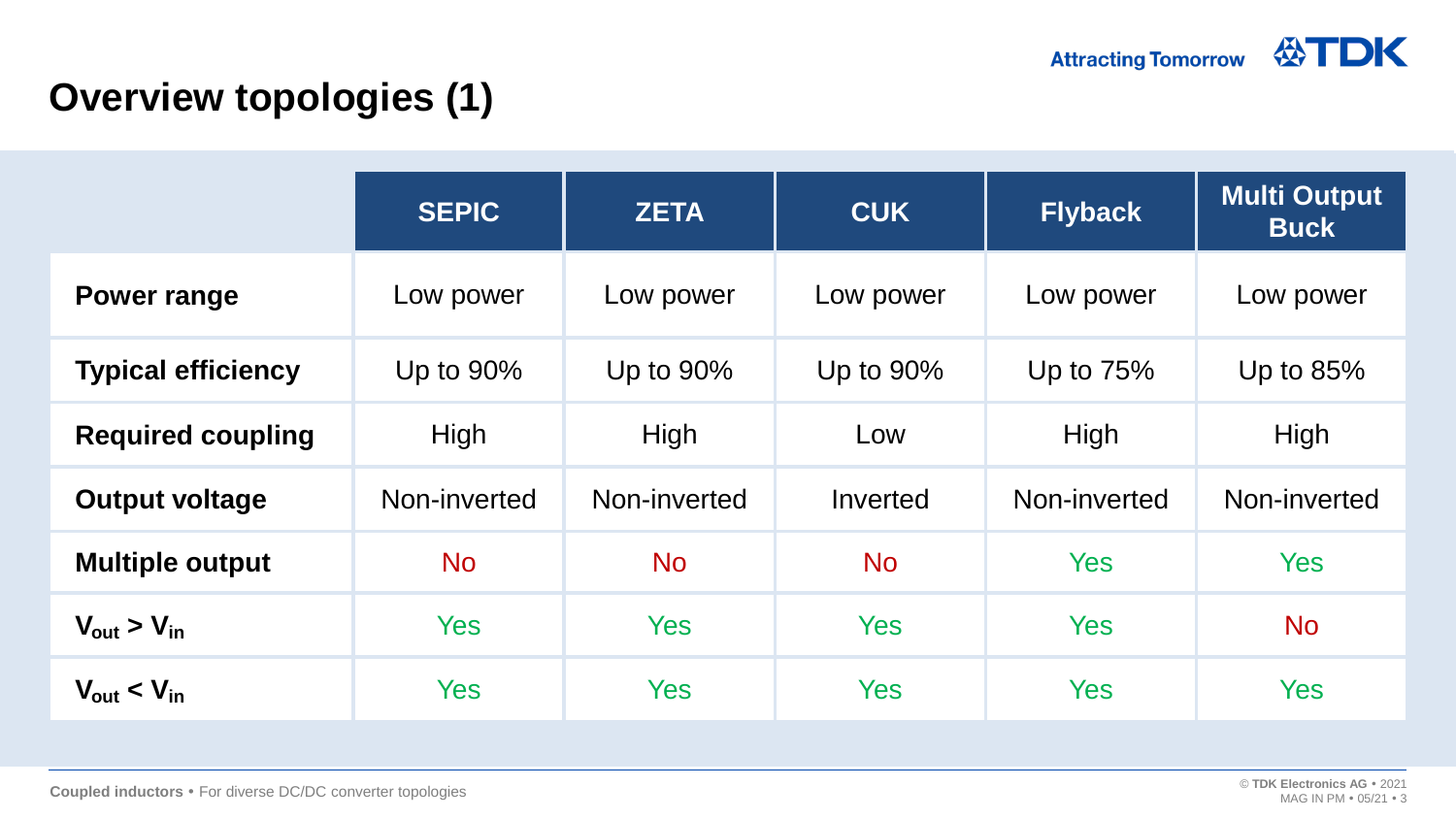# Overview topologies (1)

| | SEPIC | ZETA | CUK | Flyback | Multi Output Buck |
|---|---|---|---|---|---|
| **Power range** | Low power | Low power | Low power | Low power | Low power |
| **Typical efficiency** | Up to 90% | Up to 90% | Up to 90% | Up to 75% | Up to 85% |
| **Required coupling** | High | High | Low | High | High |
| **Output voltage** | Non-inverted | Non-inverted | Inverted | Non-inverted | Non-inverted |
| **Multiple output** | No | No | No | Yes | Yes |
| **$V_{out} > V_{in}$** | Yes | Yes | Yes | Yes | No |
| **$V_{out} < V_{in}$** | Yes | Yes | Yes | Yes | Yes |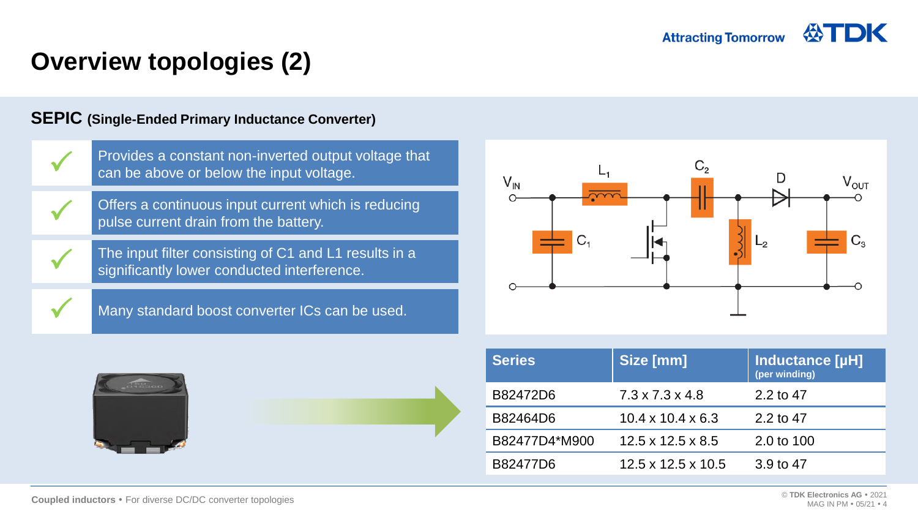# Overview topologies (2)

## SEPIC (Single-Ended Primary Inductance Converter)

- ✓ Provides a constant non-inverted output voltage that can be above or below the input voltage.
- ✓ Offers a continuous input current which is reducing pulse current drain from the battery.
- ✓ The input filter consisting of C1 and L1 results in a significantly lower conducted interference.
- ✓ Many standard boost converter ICs can be used.

| Series | Size [mm] | Inductance [µH] (per winding) |
|---|---|---|
| B82472D6 | 7.3 x 7.3 x 4.8 | 2.2 to 47 |
| B82464D6 | 10.4 x 10.4 x 6.3 | 2.2 to 47 |
| B82477D4*M900 | 12.5 x 12.5 x 8.5 | 2.0 to 100 |
| B82477D6 | 12.5 x 12.5 x 10.5 | 3.9 to 47 |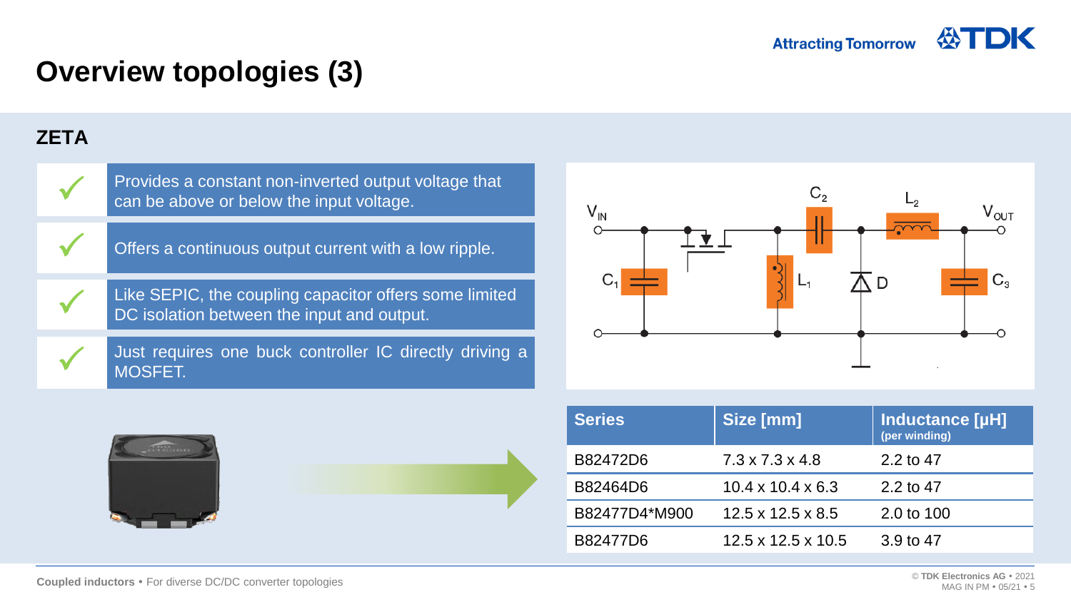# Overview topologies (3)

## ZETA

- Provides a constant non-inverted output voltage that can be above or below the input voltage.
- Offers a continuous output current with a low ripple.
- Like SEPIC, the coupling capacitor offers some limited DC isolation between the input and output.
- Just requires one buck controller IC directly driving a MOSFET.

| Series | Size [mm] | Inductance [µH] (per winding) |
|---|---|---|
| B82472D6 | 7.3 x 7.3 x 4.8 | 2.2 to 47 |
| B82464D6 | 10.4 x 10.4 x 6.3 | 2.2 to 47 |
| B82477D4*M900 | 12.5 x 12.5 x 8.5 | 2.0 to 100 |
| B82477D6 | 12.5 x 12.5 x 10.5 | 3.9 to 47 |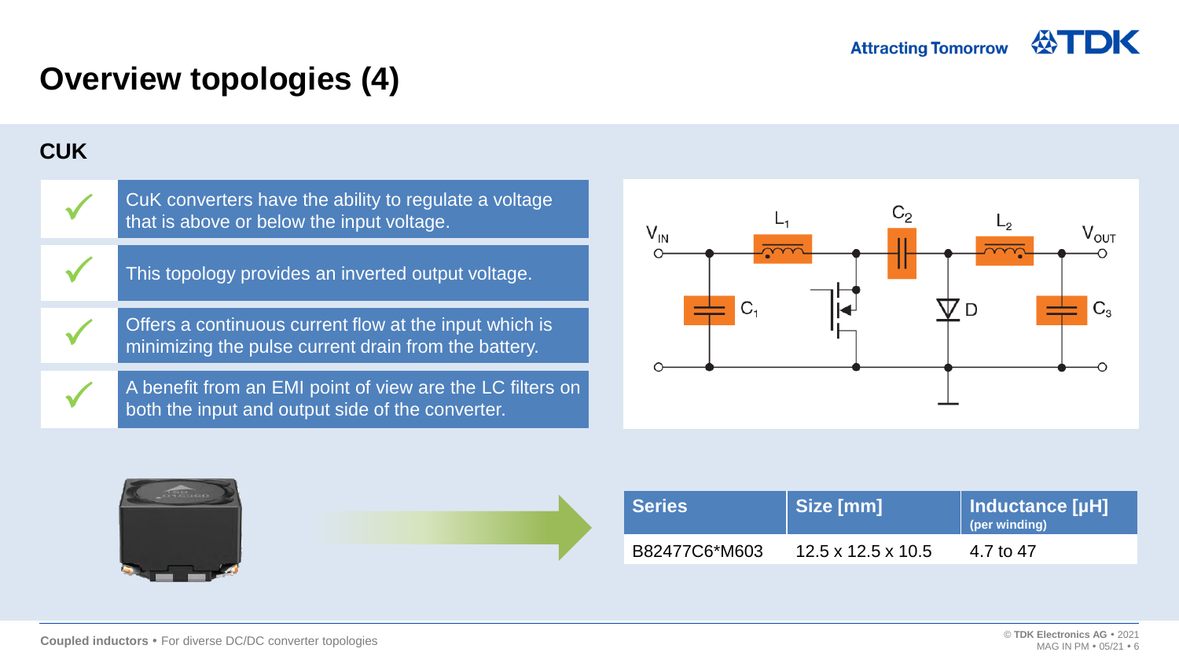# Overview topologies (4)

## CUK

- CuK converters have the ability to regulate a voltage that is above or below the input voltage.
- This topology provides an inverted output voltage.
- Offers a continuous current flow at the input which is minimizing the pulse current drain from the battery.
- A benefit from an EMI point of view are the LC filters on both the input and output side of the converter.

| Series | Size [mm] | Inductance [µH] (per winding) |
|---|---|---|
| B82477C6*M603 | 12.5 x 12.5 x 10.5 | 4.7 to 47 |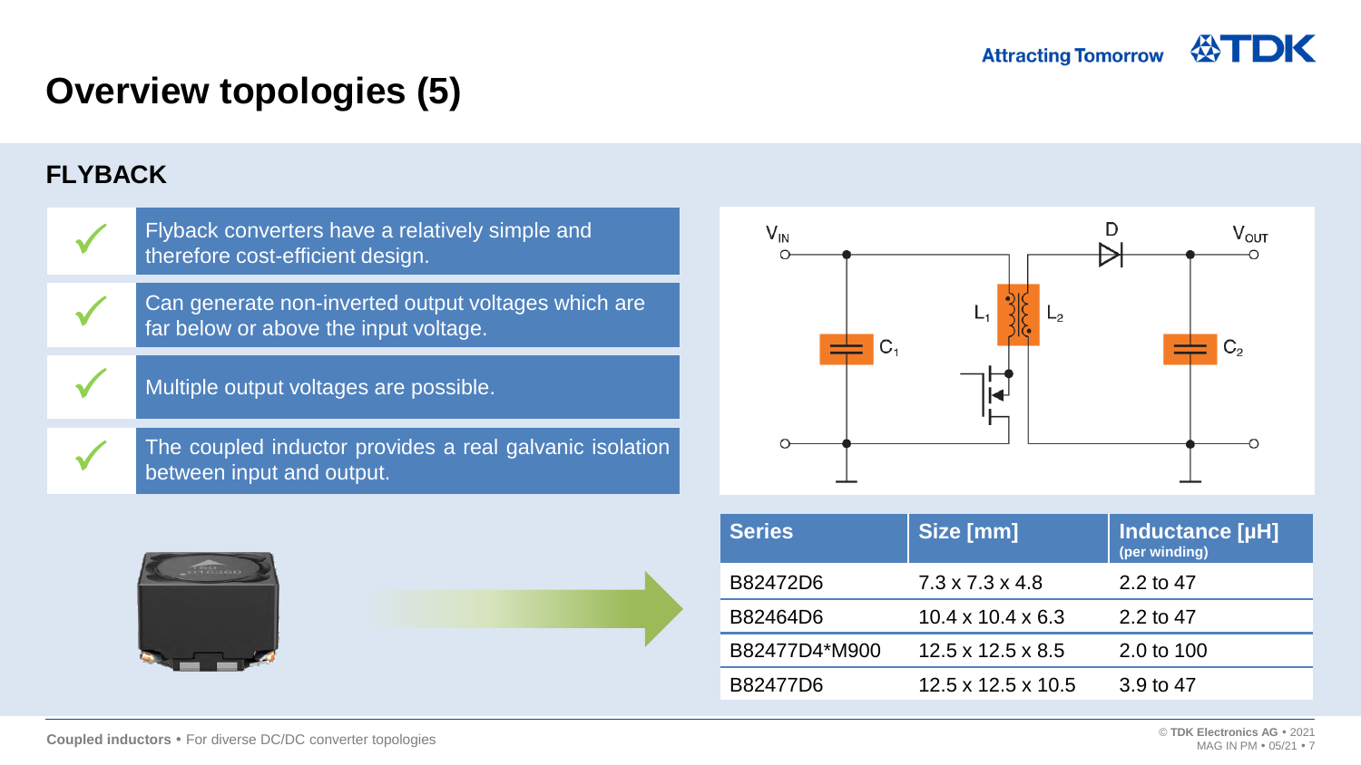# Overview topologies (5)

## FLYBACK

- ✓ Flyback converters have a relatively simple and therefore cost-efficient design.
- ✓ Can generate non-inverted output voltages which are far below or above the input voltage.
- ✓ Multiple output voltages are possible.
- ✓ The coupled inductor provides a real galvanic isolation between input and output.

| Series | Size [mm] | Inductance [µH] (per winding) |
|---|---|---|
| B82472D6 | 7.3 x 7.3 x 4.8 | 2.2 to 47 |
| B82464D6 | 10.4 x 10.4 x 6.3 | 2.2 to 47 |
| B82477D4*M900 | 12.5 x 12.5 x 8.5 | 2.0 to 100 |
| B82477D6 | 12.5 x 12.5 x 10.5 | 3.9 to 47 |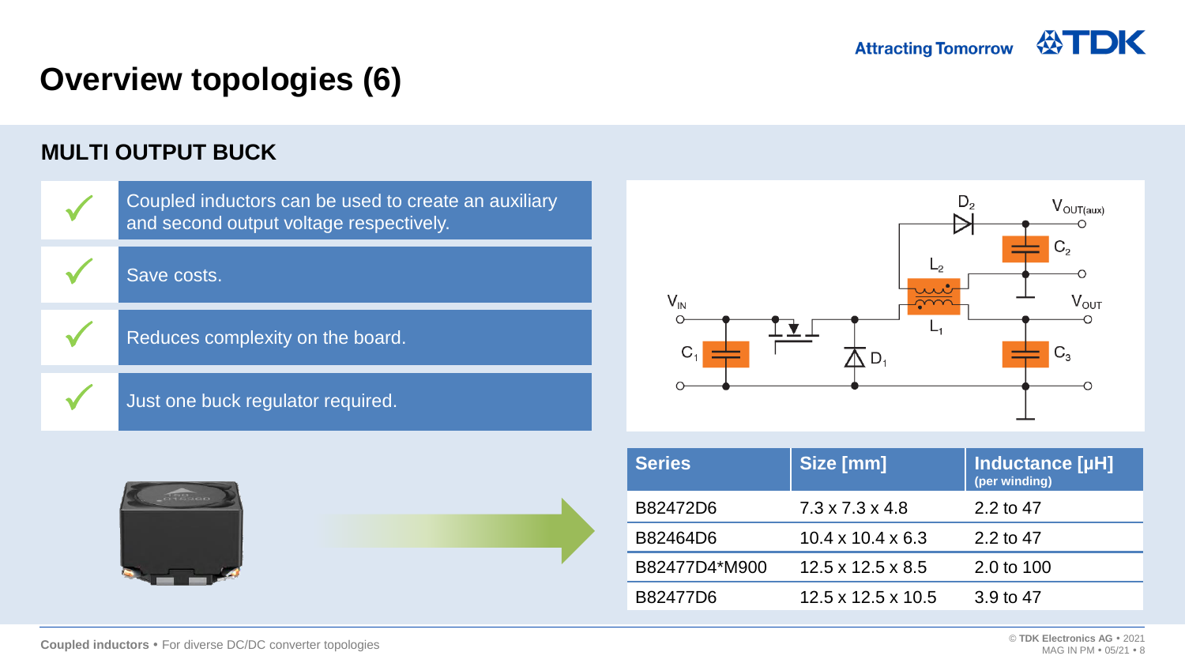# Overview topologies (6)

## MULTI OUTPUT BUCK

- ✓ Coupled inductors can be used to create an auxiliary and second output voltage respectively.
- ✓ Save costs.
- ✓ Reduces complexity on the board.
- ✓ Just one buck regulator required.

| Series | Size [mm] | Inductance [µH] (per winding) |
|---|---|---|
| B82472D6 | 7.3 x 7.3 x 4.8 | 2.2 to 47 |
| B82464D6 | 10.4 x 10.4 x 6.3 | 2.2 to 47 |
| B82477D4*M900 | 12.5 x 12.5 x 8.5 | 2.0 to 100 |
| B82477D6 | 12.5 x 12.5 x 10.5 | 3.9 to 47 |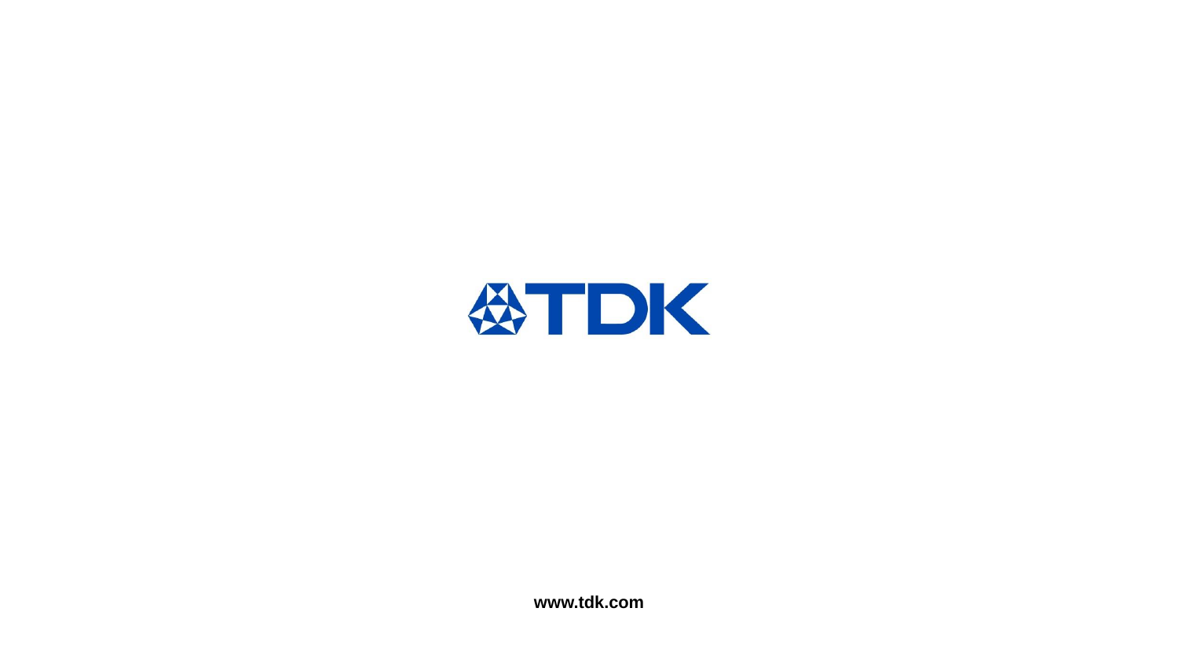TDK

**www.tdk.com**